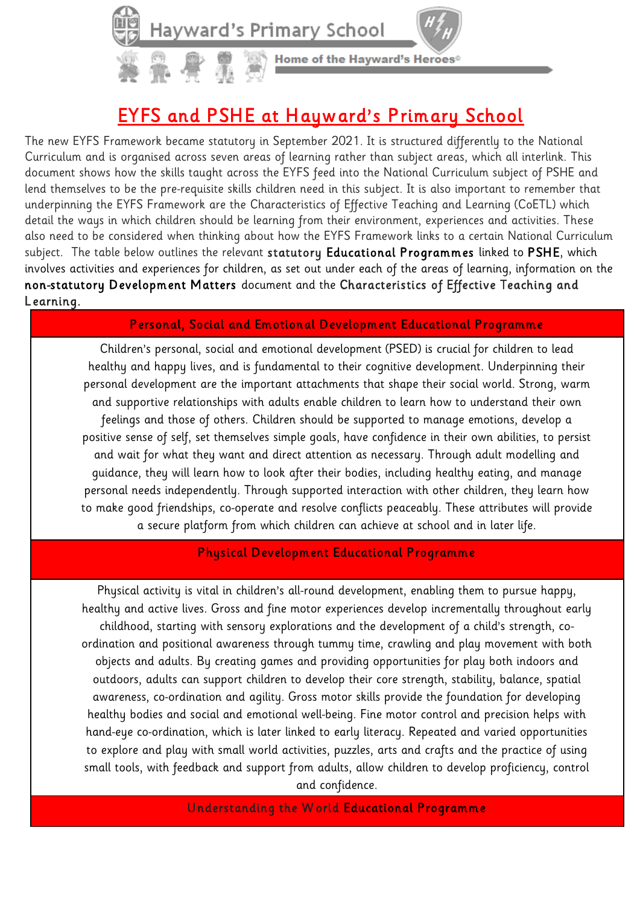Hayward's Primary School

Home of the Hayward's Heroes©

# EYFS and PSHE at Hayward's Primary School

The new EYFS Framework became statutory in September 2021. It is structured differently to the National Curriculum and is organised across seven areas of learning rather than subject areas, which all interlink. This document shows how the skills taught across the EYFS feed into the National Curriculum subject of PSHE and lend themselves to be the pre-requisite skills children need in this subject. It is also important to remember that underpinning the EYFS Framework are the Characteristics of Effective Teaching and Learning (CoETL) which detail the ways in which children should be learning from their environment, experiences and activities. These also need to be considered when thinking about how the EYFS Framework links to a certain National Curriculum subject. The table below outlines the relevant **statutory Educational Programmes** linked to **PSHE**, which involves activities and experiences for children, as set out under each of the areas of learning, information on the **non-statutory Development Matters** document and the **Characteristics of Effective Teaching and Learning.**

| Personal, Social and Emotional Development Educational Programme |
|---|
| Children's personal, social and emotional development (PSED) is crucial for children to lead healthy and happy lives, and is fundamental to their cognitive development. Underpinning their personal development are the important attachments that shape their social world. Strong, warm and supportive relationships with adults enable children to learn how to understand their own feelings and those of others. Children should be supported to manage emotions, develop a positive sense of self, set themselves simple goals, have confidence in their own abilities, to persist and wait for what they want and direct attention as necessary. Through adult modelling and guidance, they will learn how to look after their bodies, including healthy eating, and manage personal needs independently. Through supported interaction with other children, they learn how to make good friendships, co-operate and resolve conflicts peaceably. These attributes will provide a secure platform from which children can achieve at school and in later life. |
| **Physical Development Educational Programme** |
| Physical activity is vital in children's all-round development, enabling them to pursue happy, healthy and active lives. Gross and fine motor experiences develop incrementally throughout early childhood, starting with sensory explorations and the development of a child's strength, co-ordination and positional awareness through tummy time, crawling and play movement with both objects and adults. By creating games and providing opportunities for play both indoors and outdoors, adults can support children to develop their core strength, stability, balance, spatial awareness, co-ordination and agility. Gross motor skills provide the foundation for developing healthy bodies and social and emotional well-being. Fine motor control and precision helps with hand-eye co-ordination, which is later linked to early literacy. Repeated and varied opportunities to explore and play with small world activities, puzzles, arts and crafts and the practice of using small tools, with feedback and support from adults, allow children to develop proficiency, control and confidence. |
| **Understanding the World Educational Programme** |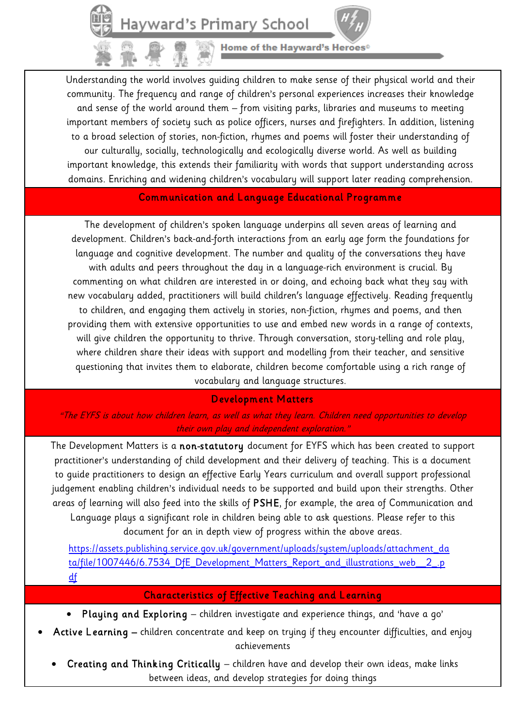Understanding the world involves guiding children to make sense of their physical world and their community. The frequency and range of children's personal experiences increases their knowledge and sense of the world around them – from visiting parks, libraries and museums to meeting important members of society such as police officers, nurses and firefighters. In addition, listening to a broad selection of stories, non-fiction, rhymes and poems will foster their understanding of our culturally, socially, technologically and ecologically diverse world. As well as building important knowledge, this extends their familiarity with words that support understanding across domains. Enriching and widening children's vocabulary will support later reading comprehension.

## Communication and Language Educational Programme

The development of children's spoken language underpins all seven areas of learning and development. Children's back-and-forth interactions from an early age form the foundations for language and cognitive development. The number and quality of the conversations they have with adults and peers throughout the day in a language-rich environment is crucial. By commenting on what children are interested in or doing, and echoing back what they say with new vocabulary added, practitioners will build children's language effectively. Reading frequently to children, and engaging them actively in stories, non-fiction, rhymes and poems, and then providing them with extensive opportunities to use and embed new words in a range of contexts, will give children the opportunity to thrive. Through conversation, story-telling and role play, where children share their ideas with support and modelling from their teacher, and sensitive questioning that invites them to elaborate, children become comfortable using a rich range of vocabulary and language structures.

## Development Matters

*"The EYFS is about how children learn, as well as what they learn. Children need opportunities to develop their own play and independent exploration."*

The Development Matters is a **non-statutory** document for EYFS which has been created to support practitioner's understanding of child development and their delivery of teaching. This is a document to guide practitioners to design an effective Early Years curriculum and overall support professional judgement enabling children's individual needs to be supported and build upon their strengths. Other areas of learning will also feed into the skills of **PSHE**, for example, the area of Communication and Language plays a significant role in children being able to ask questions. Please refer to this document for an in depth view of progress within the above areas.

https://assets.publishing.service.gov.uk/government/uploads/system/uploads/attachment_data/file/1007446/6.7534_DfE_Development_Matters_Report_and_illustrations_web__2_.pdf

## Characteristics of Effective Teaching and Learning

- **Playing and Exploring** – children investigate and experience things, and 'have a go'
- **Active Learning** – children concentrate and keep on trying if they encounter difficulties, and enjoy achievements
- **Creating and Thinking Critically** – children have and develop their own ideas, make links between ideas, and develop strategies for doing things